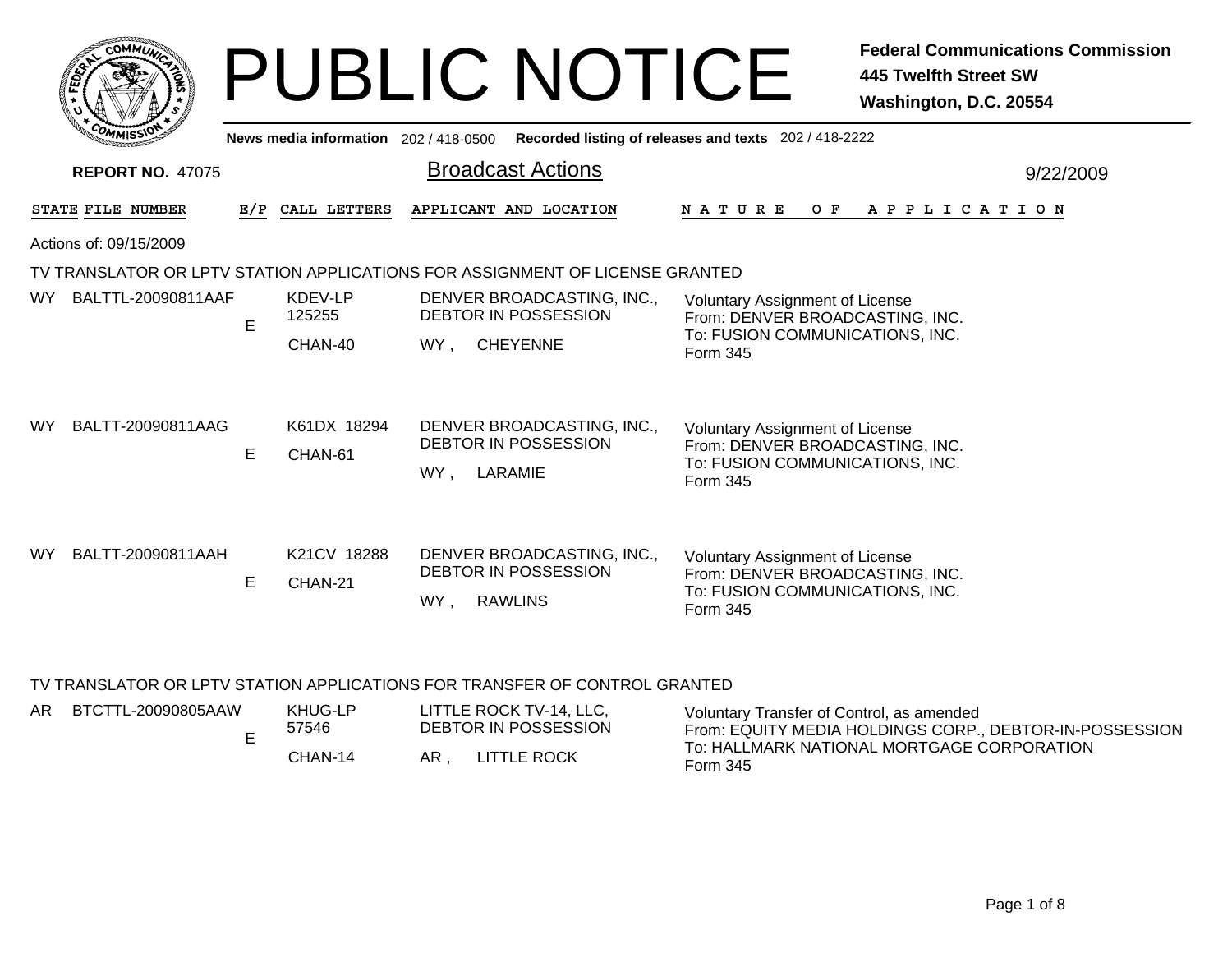# PUBLIC NOTICE

**Federal Communications Commission**
**445 Twelfth Street SW**
**Washington, D.C. 20554**

News media information 202 / 418-0500 Recorded listing of releases and texts 202 / 418-2222

**REPORT NO.** 47075

## Broadcast Actions

9/22/2009

Actions of: 09/15/2009

### TV TRANSLATOR OR LPTV STATION APPLICATIONS FOR ASSIGNMENT OF LICENSE GRANTED

| STATE | FILE NUMBER | E/P | CALL LETTERS | APPLICANT AND LOCATION | NATURE OF APPLICATION |
|---|---|---|---|---|---|
| WY | BALTTL-20090811AAF | E | KDEV-LP 125255 CHAN-40 | DENVER BROADCASTING, INC., DEBTOR IN POSSESSION WY , CHEYENNE | Voluntary Assignment of License From: DENVER BROADCASTING, INC. To: FUSION COMMUNICATIONS, INC. Form 345 |
| WY | BALTT-20090811AAG | E | K61DX 18294 CHAN-61 | DENVER BROADCASTING, INC., DEBTOR IN POSSESSION WY , LARAMIE | Voluntary Assignment of License From: DENVER BROADCASTING, INC. To: FUSION COMMUNICATIONS, INC. Form 345 |
| WY | BALTT-20090811AAH | E | K21CV 18288 CHAN-21 | DENVER BROADCASTING, INC., DEBTOR IN POSSESSION WY , RAWLINS | Voluntary Assignment of License From: DENVER BROADCASTING, INC. To: FUSION COMMUNICATIONS, INC. Form 345 |

### TV TRANSLATOR OR LPTV STATION APPLICATIONS FOR TRANSFER OF CONTROL GRANTED

| STATE | FILE NUMBER | E/P | CALL LETTERS | APPLICANT AND LOCATION | NATURE OF APPLICATION |
|---|---|---|---|---|---|
| AR | BTCTTL-20090805AAW | E | KHUG-LP 57546 CHAN-14 | LITTLE ROCK TV-14, LLC, DEBTOR IN POSSESSION AR , LITTLE ROCK | Voluntary Transfer of Control, as amended From: EQUITY MEDIA HOLDINGS CORP., DEBTOR-IN-POSSESSION To: HALLMARK NATIONAL MORTGAGE CORPORATION Form 345 |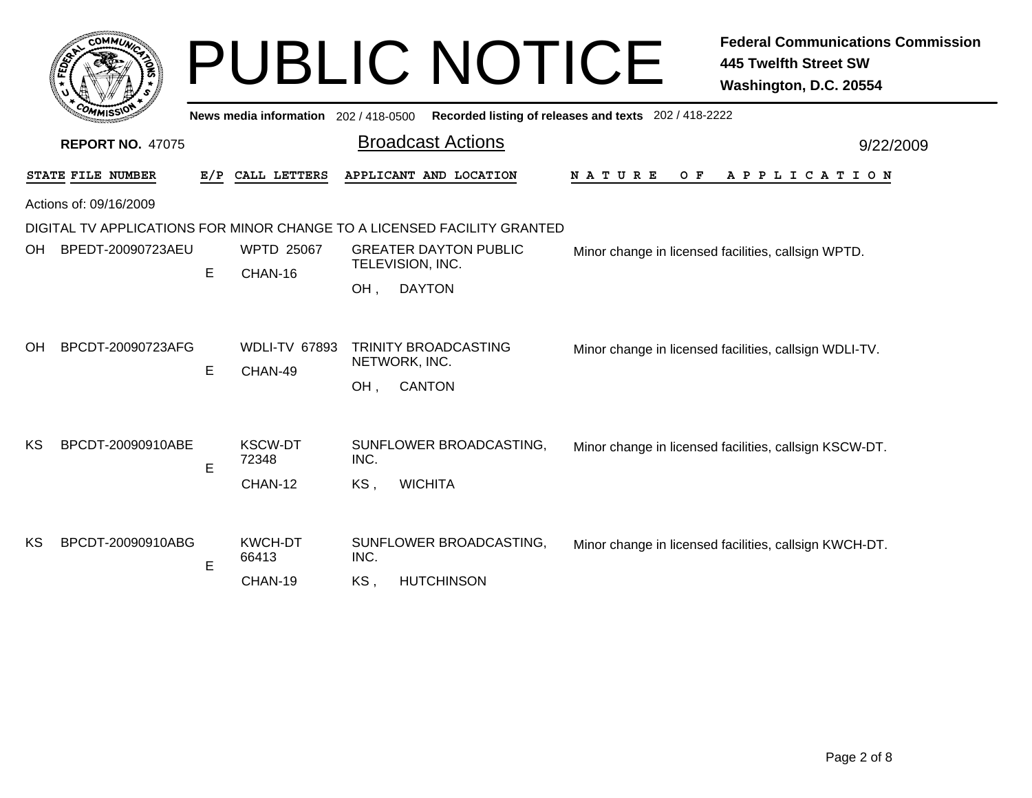# PUBLIC NOTICE

**Federal Communications Commission**
**445 Twelfth Street SW**
**Washington, D.C. 20554**

**News media information** 202 / 418-0500 **Recorded listing of releases and texts** 202 / 418-2222

**REPORT NO.** 47075

## Broadcast Actions

9/22/2009

Actions of: 09/16/2009

DIGITAL TV APPLICATIONS FOR MINOR CHANGE TO A LICENSED FACILITY GRANTED

| STATE | FILE NUMBER | E/P | CALL LETTERS | APPLICANT AND LOCATION | NATURE OF APPLICATION |
|---|---|---|---|---|---|
| OH | BPEDT-20090723AEU | E | WPTD 25067 CHAN-16 | GREATER DAYTON PUBLIC TELEVISION, INC. OH , DAYTON | Minor change in licensed facilities, callsign WPTD. |
| OH | BPCDT-20090723AFG | E | WDLI-TV 67893 CHAN-49 | TRINITY BROADCASTING NETWORK, INC. OH , CANTON | Minor change in licensed facilities, callsign WDLI-TV. |
| KS | BPCDT-20090910ABE | E | KSCW-DT 72348 CHAN-12 | SUNFLOWER BROADCASTING, INC. KS , WICHITA | Minor change in licensed facilities, callsign KSCW-DT. |
| KS | BPCDT-20090910ABG | E | KWCH-DT 66413 CHAN-19 | SUNFLOWER BROADCASTING, INC. KS , HUTCHINSON | Minor change in licensed facilities, callsign KWCH-DT. |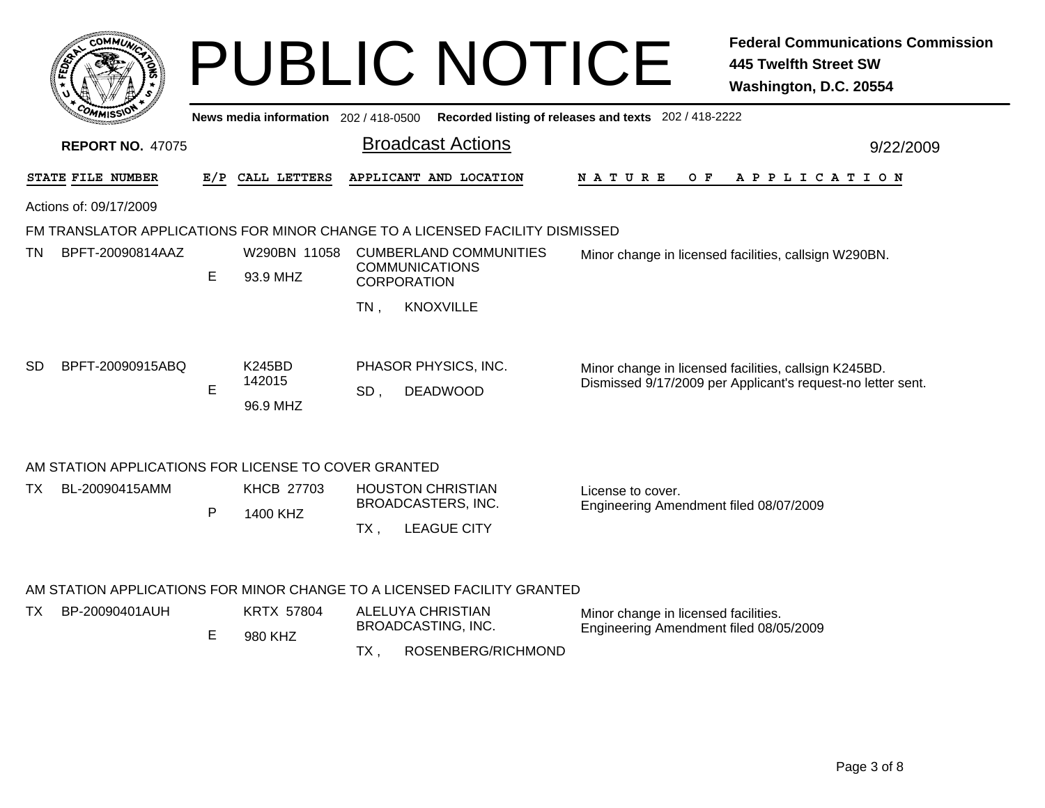# PUBLIC NOTICE

**Federal Communications Commission**
**445 Twelfth Street SW**
**Washington, D.C. 20554**

**News media information** 202 / 418-0500 **Recorded listing of releases and texts** 202 / 418-2222

**REPORT NO.** 47075

## Broadcast Actions

9/22/2009

Actions of: 09/17/2009

### FM TRANSLATOR APPLICATIONS FOR MINOR CHANGE TO A LICENSED FACILITY DISMISSED

| STATE | FILE NUMBER | E/P | CALL LETTERS | APPLICANT AND LOCATION | NATURE OF APPLICATION |
|---|---|---|---|---|---|
| TN | BPFT-20090814AAZ | E | W290BN 11058<br>93.9 MHZ | CUMBERLAND COMMUNITIES COMMUNICATIONS CORPORATION<br>TN , KNOXVILLE | Minor change in licensed facilities, callsign W290BN. |
| SD | BPFT-20090915ABQ | E | K245BD 142015<br>96.9 MHZ | PHASOR PHYSICS, INC.<br>SD , DEADWOOD | Minor change in licensed facilities, callsign K245BD.<br>Dismissed 9/17/2009 per Applicant's request-no letter sent. |

### AM STATION APPLICATIONS FOR LICENSE TO COVER GRANTED

| STATE | FILE NUMBER | E/P | CALL LETTERS | APPLICANT AND LOCATION | NATURE OF APPLICATION |
|---|---|---|---|---|---|
| TX | BL-20090415AMM | P | KHCB 27703<br>1400 KHZ | HOUSTON CHRISTIAN BROADCASTERS, INC.<br>TX , LEAGUE CITY | License to cover.<br>Engineering Amendment filed 08/07/2009 |

### AM STATION APPLICATIONS FOR MINOR CHANGE TO A LICENSED FACILITY GRANTED

| STATE | FILE NUMBER | E/P | CALL LETTERS | APPLICANT AND LOCATION | NATURE OF APPLICATION |
|---|---|---|---|---|---|
| TX | BP-20090401AUH | E | KRTX 57804<br>980 KHZ | ALELUYA CHRISTIAN BROADCASTING, INC.<br>TX , ROSENBERG/RICHMOND | Minor change in licensed facilities.<br>Engineering Amendment filed 08/05/2009 |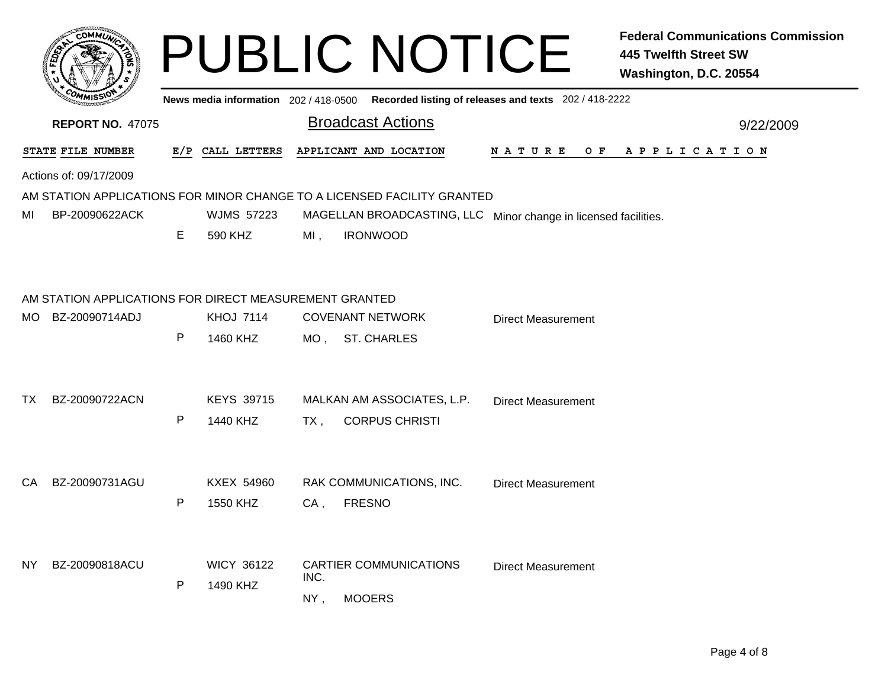# PUBLIC NOTICE

**Federal Communications Commission**
**445 Twelfth Street SW**
**Washington, D.C. 20554**

News media information 202 / 418-0500    Recorded listing of releases and texts 202 / 418-2222

**REPORT NO.** 47075

## Broadcast Actions

9/22/2009

Actions of: 09/17/2009

### AM STATION APPLICATIONS FOR MINOR CHANGE TO A LICENSED FACILITY GRANTED

| STATE | FILE NUMBER | E/P | CALL LETTERS | APPLICANT AND LOCATION | NATURE OF APPLICATION |
|---|---|---|---|---|---|
| MI | BP-20090622ACK | E | WJMS 57223<br>590 KHZ | MAGELLAN BROADCASTING, LLC<br>MI , IRONWOOD | Minor change in licensed facilities. |

### AM STATION APPLICATIONS FOR DIRECT MEASUREMENT GRANTED

| STATE | FILE NUMBER | E/P | CALL LETTERS | APPLICANT AND LOCATION | NATURE OF APPLICATION |
|---|---|---|---|---|---|
| MO | BZ-20090714ADJ | P | KHOJ 7114<br>1460 KHZ | COVENANT NETWORK<br>MO , ST. CHARLES | Direct Measurement |
| TX | BZ-20090722ACN | P | KEYS 39715<br>1440 KHZ | MALKAN AM ASSOCIATES, L.P.<br>TX , CORPUS CHRISTI | Direct Measurement |
| CA | BZ-20090731AGU | P | KXEX 54960<br>1550 KHZ | RAK COMMUNICATIONS, INC.<br>CA , FRESNO | Direct Measurement |
| NY | BZ-20090818ACU | P | WICY 36122<br>1490 KHZ | CARTIER COMMUNICATIONS INC.<br>NY , MOOERS | Direct Measurement |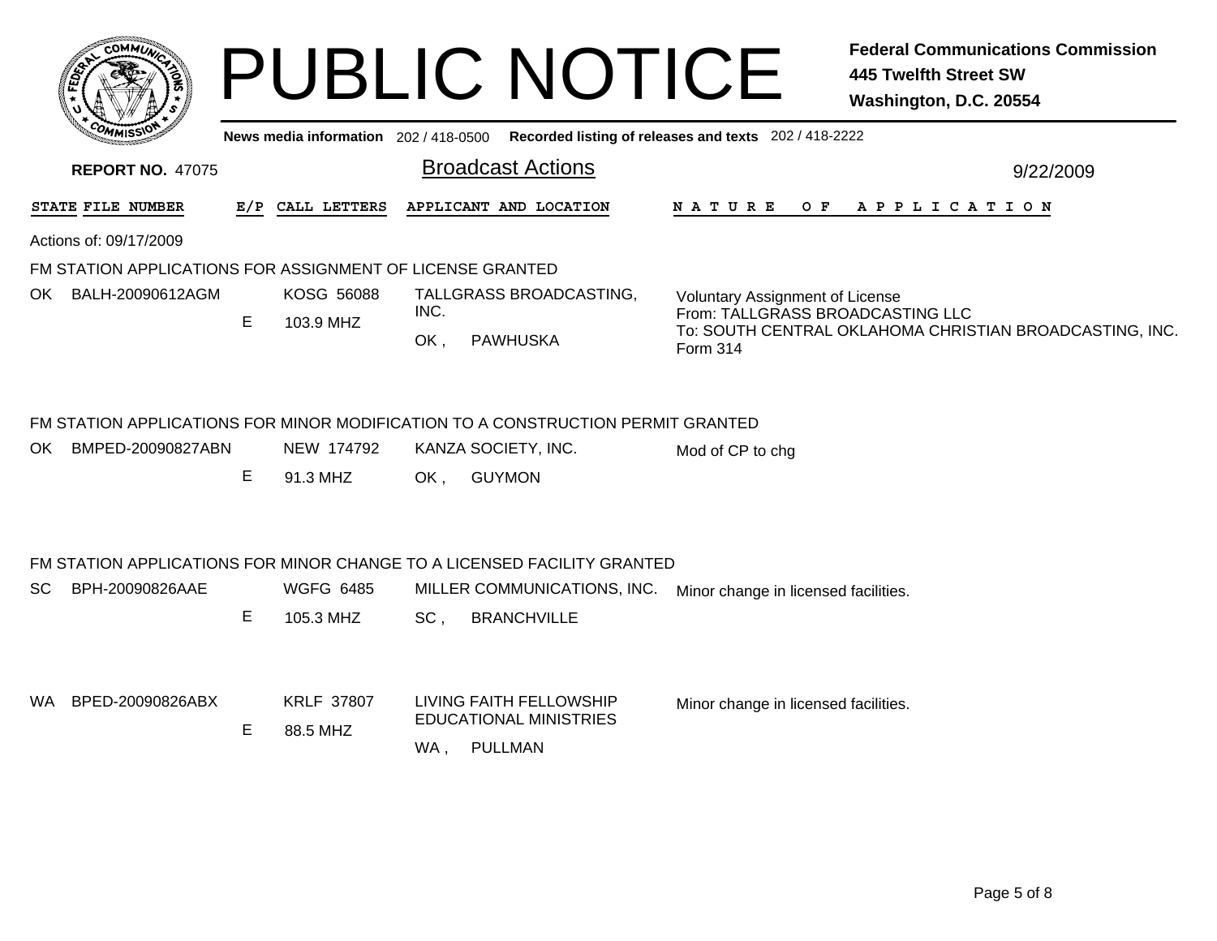# PUBLIC NOTICE

**Federal Communications Commission**
**445 Twelfth Street SW**
**Washington, D.C. 20554**

News media information 202 / 418-0500 Recorded listing of releases and texts 202 / 418-2222

**REPORT NO.** 47075

## Broadcast Actions

9/22/2009

Actions of: 09/17/2009

### FM STATION APPLICATIONS FOR ASSIGNMENT OF LICENSE GRANTED

| STATE | FILE NUMBER | E/P | CALL LETTERS | APPLICANT AND LOCATION | NATURE OF APPLICATION |
|---|---|---|---|---|---|
| OK | BALH-20090612AGM | E | KOSG 56088<br>103.9 MHZ | TALLGRASS BROADCASTING, INC.<br>OK , PAWHUSKA | Voluntary Assignment of License<br>From: TALLGRASS BROADCASTING LLC<br>To: SOUTH CENTRAL OKLAHOMA CHRISTIAN BROADCASTING, INC.<br>Form 314 |

### FM STATION APPLICATIONS FOR MINOR MODIFICATION TO A CONSTRUCTION PERMIT GRANTED

| STATE | FILE NUMBER | E/P | CALL LETTERS | APPLICANT AND LOCATION | NATURE OF APPLICATION |
|---|---|---|---|---|---|
| OK | BMPED-20090827ABN | E | NEW 174792<br>91.3 MHZ | KANZA SOCIETY, INC.<br>OK , GUYMON | Mod of CP to chg |

### FM STATION APPLICATIONS FOR MINOR CHANGE TO A LICENSED FACILITY GRANTED

| STATE | FILE NUMBER | E/P | CALL LETTERS | APPLICANT AND LOCATION | NATURE OF APPLICATION |
|---|---|---|---|---|---|
| SC | BPH-20090826AAE | E | WGFG 6485<br>105.3 MHZ | MILLER COMMUNICATIONS, INC.<br>SC , BRANCHVILLE | Minor change in licensed facilities. |
| WA | BPED-20090826ABX | E | KRLF 37807<br>88.5 MHZ | LIVING FAITH FELLOWSHIP EDUCATIONAL MINISTRIES<br>WA , PULLMAN | Minor change in licensed facilities. |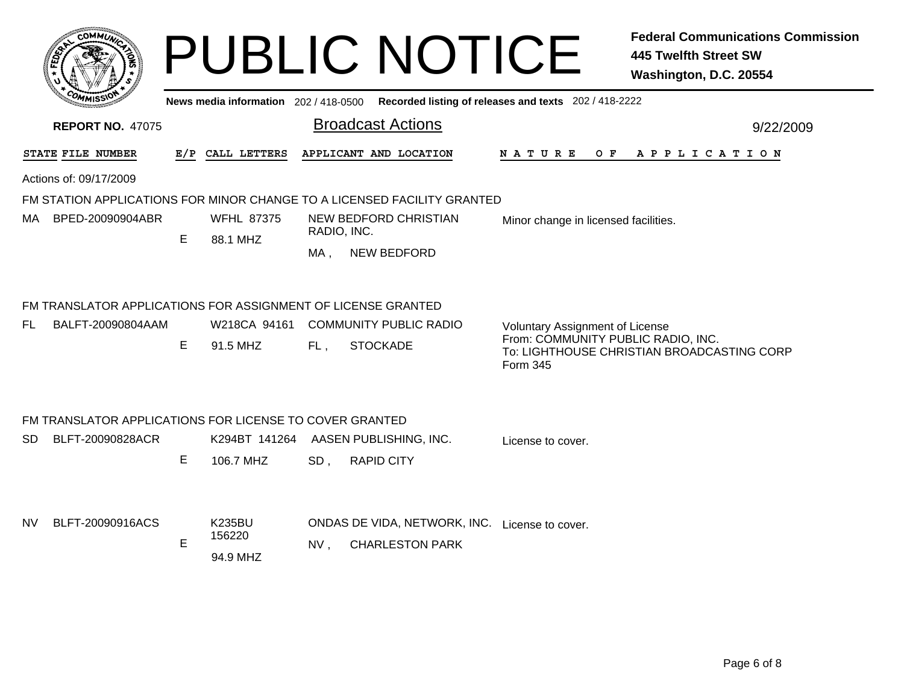# PUBLIC NOTICE

**Federal Communications Commission**
**445 Twelfth Street SW**
**Washington, D.C. 20554**

News media information 202 / 418-0500 Recorded listing of releases and texts 202 / 418-2222

**REPORT NO.** 47075

## Broadcast Actions

9/22/2009

| STATE | FILE NUMBER | E/P | CALL LETTERS | APPLICANT AND LOCATION | NATURE OF APPLICATION |
|---|---|---|---|---|---|

Actions of: 09/17/2009

### FM STATION APPLICATIONS FOR MINOR CHANGE TO A LICENSED FACILITY GRANTED

| STATE | FILE NUMBER | E/P | CALL LETTERS | APPLICANT AND LOCATION | NATURE OF APPLICATION |
|---|---|---|---|---|---|
| MA | BPED-20090904ABR | E | WFHL 87375<br>88.1 MHZ | NEW BEDFORD CHRISTIAN RADIO, INC.<br>MA , NEW BEDFORD | Minor change in licensed facilities. |

### FM TRANSLATOR APPLICATIONS FOR ASSIGNMENT OF LICENSE GRANTED

| STATE | FILE NUMBER | E/P | CALL LETTERS | APPLICANT AND LOCATION | NATURE OF APPLICATION |
|---|---|---|---|---|---|
| FL | BALFT-20090804AAM | E | W218CA 94161<br>91.5 MHZ | COMMUNITY PUBLIC RADIO<br>FL , STOCKADE | Voluntary Assignment of License<br>From: COMMUNITY PUBLIC RADIO, INC.<br>To: LIGHTHOUSE CHRISTIAN BROADCASTING CORP<br>Form 345 |

### FM TRANSLATOR APPLICATIONS FOR LICENSE TO COVER GRANTED

| STATE | FILE NUMBER | E/P | CALL LETTERS | APPLICANT AND LOCATION | NATURE OF APPLICATION |
|---|---|---|---|---|---|
| SD | BLFT-20090828ACR | E | K294BT 141264<br>106.7 MHZ | AASEN PUBLISHING, INC.<br>SD , RAPID CITY | License to cover. |
| NV | BLFT-20090916ACS | E | K235BU 156220<br>94.9 MHZ | ONDAS DE VIDA, NETWORK, INC.<br>NV , CHARLESTON PARK | License to cover. |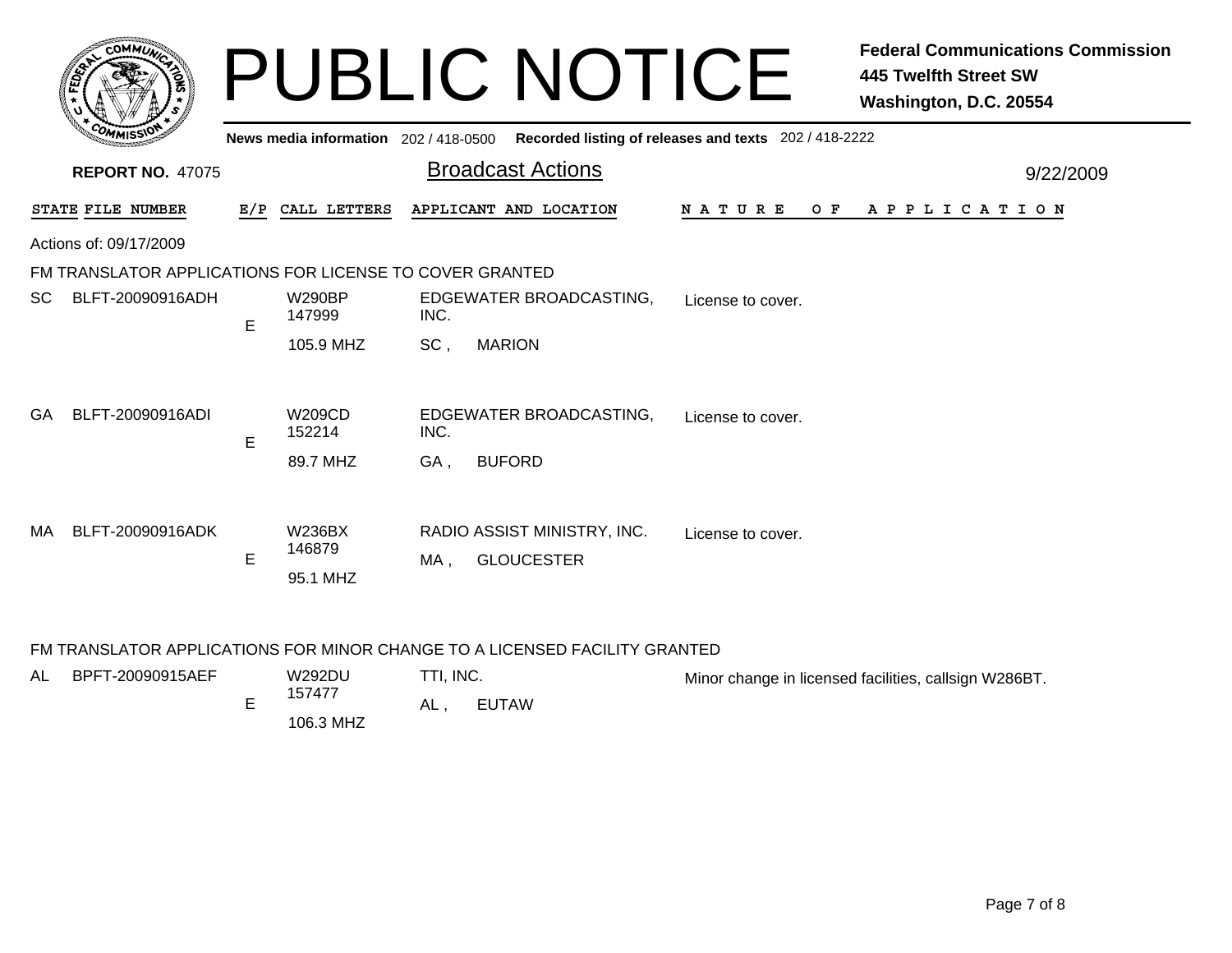# PUBLIC NOTICE

**Federal Communications Commission**
**445 Twelfth Street SW**
**Washington, D.C. 20554**

**News media information** 202 / 418-0500 **Recorded listing of releases and texts** 202 / 418-2222

**REPORT NO.** 47075

## Broadcast Actions

9/22/2009

Actions of: 09/17/2009

### FM TRANSLATOR APPLICATIONS FOR LICENSE TO COVER GRANTED

| STATE | FILE NUMBER | E/P | CALL LETTERS | APPLICANT AND LOCATION | NATURE OF APPLICATION |
|---|---|---|---|---|---|
| SC | BLFT-20090916ADH | E | W290BP 147999 105.9 MHZ | EDGEWATER BROADCASTING, INC. SC , MARION | License to cover. |
| GA | BLFT-20090916ADI | E | W209CD 152214 89.7 MHZ | EDGEWATER BROADCASTING, INC. GA , BUFORD | License to cover. |
| MA | BLFT-20090916ADK | E | W236BX 146879 95.1 MHZ | RADIO ASSIST MINISTRY, INC. MA , GLOUCESTER | License to cover. |

### FM TRANSLATOR APPLICATIONS FOR MINOR CHANGE TO A LICENSED FACILITY GRANTED

| STATE | FILE NUMBER | E/P | CALL LETTERS | APPLICANT AND LOCATION | NATURE OF APPLICATION |
|---|---|---|---|---|---|
| AL | BPFT-20090915AEF | E | W292DU 157477 106.3 MHZ | TTI, INC. AL , EUTAW | Minor change in licensed facilities, callsign W286BT. |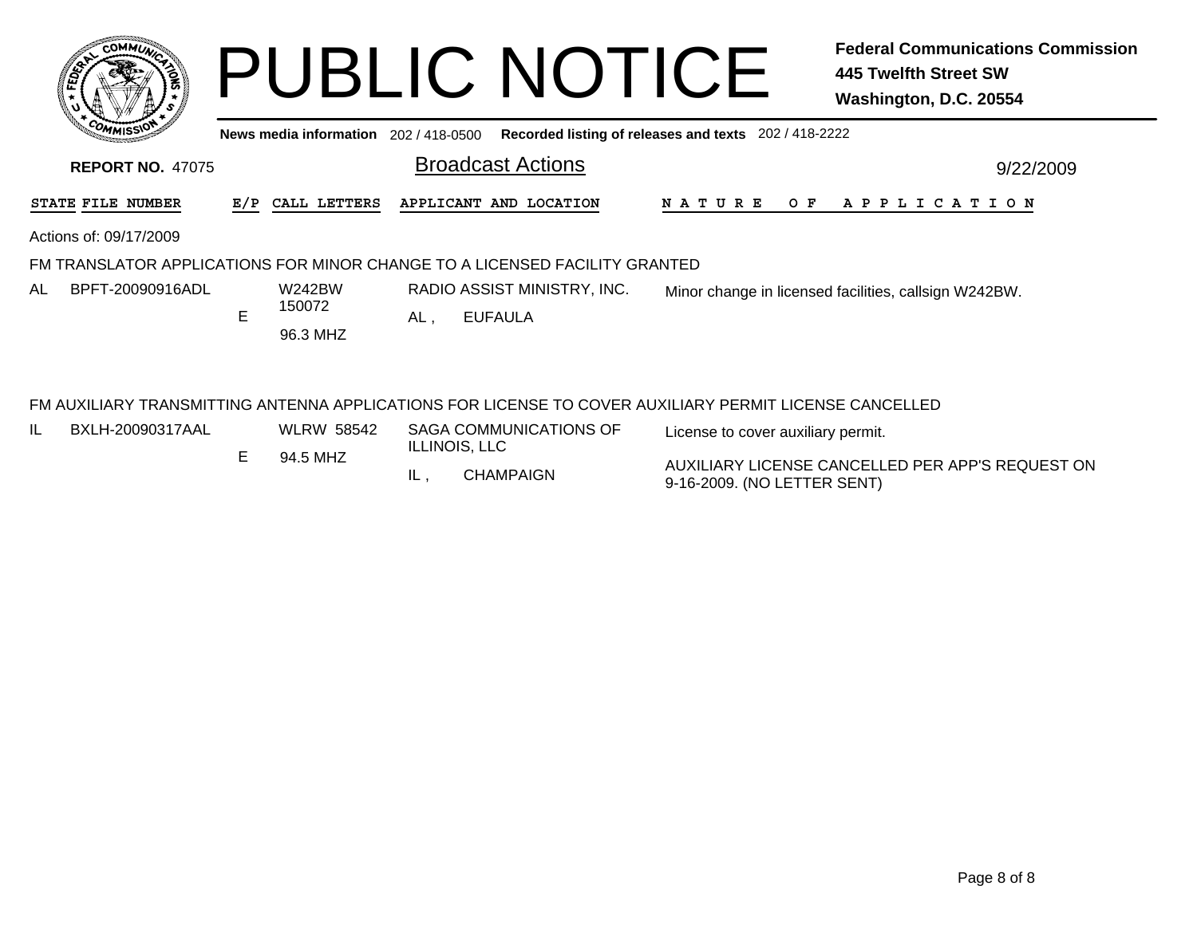# PUBLIC NOTICE

**Federal Communications Commission**
**445 Twelfth Street SW**
**Washington, D.C. 20554**

**News media information** 202 / 418-0500 **Recorded listing of releases and texts** 202 / 418-2222

**REPORT NO.** 47075

## Broadcast Actions

9/22/2009

| STATE | FILE NUMBER | E/P | CALL LETTERS | APPLICANT AND LOCATION | NATURE OF APPLICATION |
|---|---|---|---|---|---|

Actions of: 09/17/2009

### FM TRANSLATOR APPLICATIONS FOR MINOR CHANGE TO A LICENSED FACILITY GRANTED

| STATE | FILE NUMBER | E/P | CALL LETTERS | APPLICANT AND LOCATION | NATURE OF APPLICATION |
|---|---|---|---|---|---|
| AL | BPFT-20090916ADL | E | W242BW 150072 96.3 MHZ | RADIO ASSIST MINISTRY, INC. AL , EUFAULA | Minor change in licensed facilities, callsign W242BW. |

### FM AUXILIARY TRANSMITTING ANTENNA APPLICATIONS FOR LICENSE TO COVER AUXILIARY PERMIT LICENSE CANCELLED

| STATE | FILE NUMBER | E/P | CALL LETTERS | APPLICANT AND LOCATION | NATURE OF APPLICATION |
|---|---|---|---|---|---|
| IL | BXLH-20090317AAL | E | WLRW 58542 94.5 MHZ | SAGA COMMUNICATIONS OF ILLINOIS, LLC IL , CHAMPAIGN | License to cover auxiliary permit. AUXILIARY LICENSE CANCELLED PER APP'S REQUEST ON 9-16-2009. (NO LETTER SENT) |